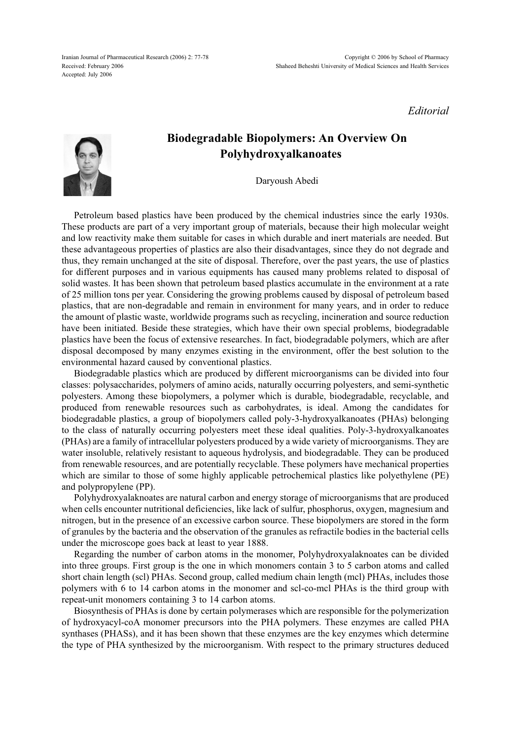*Editorial*

# Biodegradable Biopolymers: An Overview On Polyhydroxyalkanoates

Daryoush Abedi

Petroleum based plastics have been produced by the chemical industries since the early 1930s. These products are part of a very important group of materials, because their high molecular weight and low reactivity make them suitable for cases in which durable and inert materials are needed. But these advantageous properties of plastics are also their disadvantages, since they do not degrade and thus, they remain unchanged at the site of disposal. Therefore, over the past years, the use of plastics for different purposes and in various equipments has caused many problems related to disposal of solid wastes. It has been shown that petroleum based plastics accumulate in the environment at a rate of 25 million tons per year. Considering the growing problems caused by disposal of petroleum based plastics, that are non-degradable and remain in environment for many years, and in order to reduce the amount of plastic waste, worldwide programs such as recycling, incineration and source reduction have been initiated. Beside these strategies, which have their own special problems, biodegradable plastics have been the focus of extensive researches. In fact, biodegradable polymers, which are after disposal decomposed by many enzymes existing in the environment, offer the best solution to the environmental hazard caused by conventional plastics.

Biodegradable plastics which are produced by different microorganisms can be divided into four classes: polysaccharides, polymers of amino acids, naturally occurring polyesters, and semi-synthetic polyesters. Among these biopolymers, a polymer which is durable, biodegradable, recyclable, and produced from renewable resources such as carbohydrates, is ideal. Among the candidates for biodegradable plastics, a group of biopolymers called poly-3-hydroxyalkanoates (PHAs) belonging to the class of naturally occurring polyesters meet these ideal qualities. Poly-3-hydroxyalkanoates (PHAs) are a family of intracellular polyesters produced by a wide variety of microorganisms. They are water insoluble, relatively resistant to aqueous hydrolysis, and biodegradable. They can be produced from renewable resources, and are potentially recyclable. These polymers have mechanical properties which are similar to those of some highly applicable petrochemical plastics like polyethylene (PE) and polypropylene (PP).

Polyhydroxyalaknoates are natural carbon and energy storage of microorganisms that are produced when cells encounter nutritional deficiencies, like lack of sulfur, phosphorus, oxygen, magnesium and nitrogen, but in the presence of an excessive carbon source. These biopolymers are stored in the form of granules by the bacteria and the observation of the granules as refractile bodies in the bacterial cells under the microscope goes back at least to year 1888.

Regarding the number of carbon atoms in the monomer, Polyhydroxyalaknoates can be divided into three groups. First group is the one in which monomers contain 3 to 5 carbon atoms and called short chain length (scl) PHAs. Second group, called medium chain length (mcl) PHAs, includes those polymers with 6 to 14 carbon atoms in the monomer and scl-co-mcl PHAs is the third group with repeat-unit monomers containing 3 to 14 carbon atoms.

Biosynthesis of PHAs is done by certain polymerases which are responsible for the polymerization of hydroxyacyl-coA monomer precursors into the PHA polymers. These enzymes are called PHA synthases (PHASs), and it has been shown that these enzymes are the key enzymes which determine the type of PHA synthesized by the microorganism. With respect to the primary structures deduced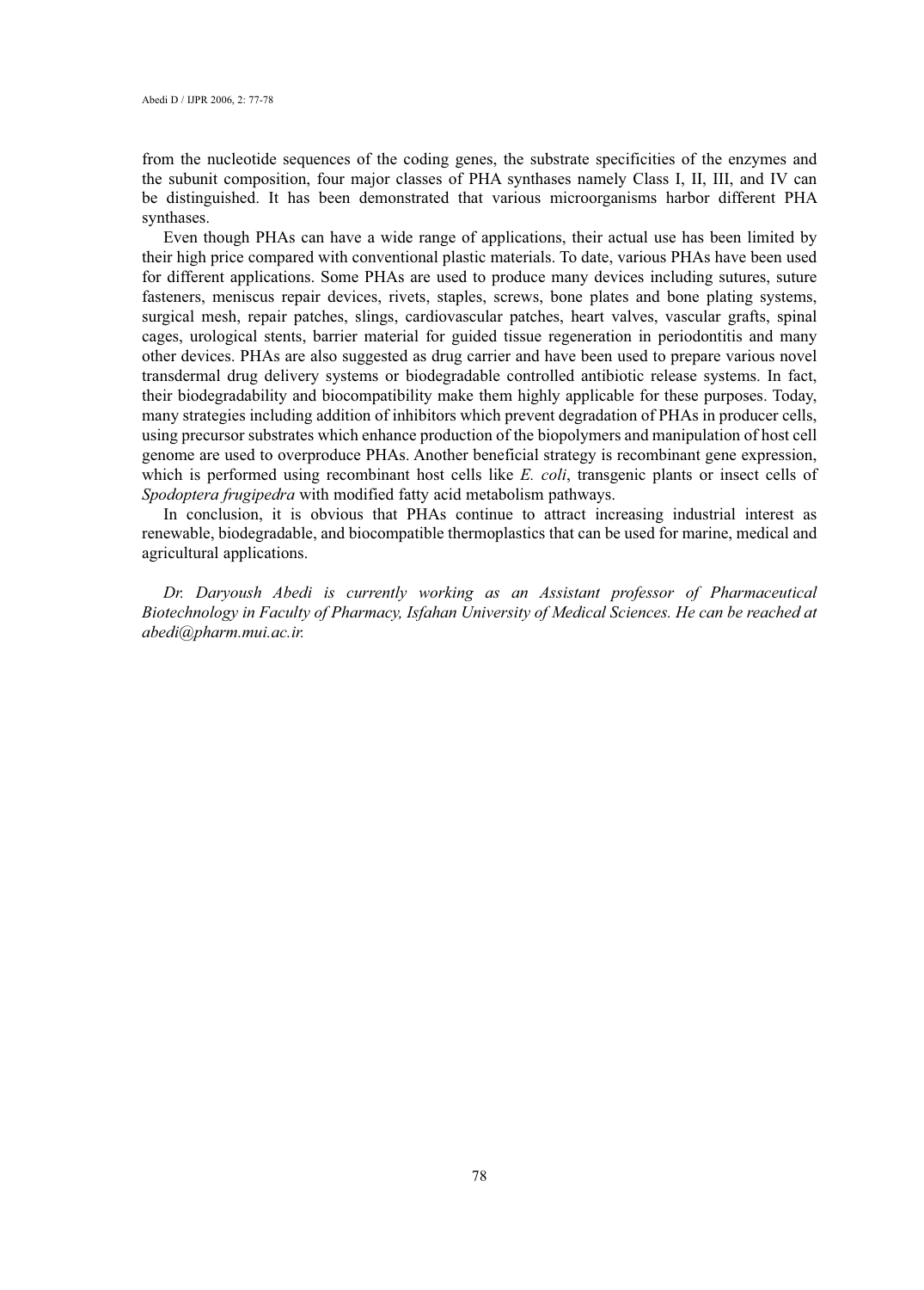from the nucleotide sequences of the coding genes, the substrate specificities of the enzymes and the subunit composition, four major classes of PHA synthases namely Class I, II, III, and IV can be distinguished. It has been demonstrated that various microorganisms harbor different PHA synthases.

Even though PHAs can have a wide range of applications, their actual use has been limited by their high price compared with conventional plastic materials. To date, various PHAs have been used for different applications. Some PHAs are used to produce many devices including sutures, suture fasteners, meniscus repair devices, rivets, staples, screws, bone plates and bone plating systems, surgical mesh, repair patches, slings, cardiovascular patches, heart valves, vascular grafts, spinal cages, urological stents, barrier material for guided tissue regeneration in periodontitis and many other devices. PHAs are also suggested as drug carrier and have been used to prepare various novel transdermal drug delivery systems or biodegradable controlled antibiotic release systems. In fact, their biodegradability and biocompatibility make them highly applicable for these purposes. Today, many strategies including addition of inhibitors which prevent degradation of PHAs in producer cells, using precursor substrates which enhance production of the biopolymers and manipulation of host cell genome are used to overproduce PHAs. Another beneficial strategy is recombinant gene expression, which is performed using recombinant host cells like *E. coli*, transgenic plants or insect cells of *Spodoptera frugipedra* with modified fatty acid metabolism pathways.

In conclusion, it is obvious that PHAs continue to attract increasing industrial interest as renewable, biodegradable, and biocompatible thermoplastics that can be used for marine, medical and agricultural applications.

*Dr. Daryoush Abedi is currently working as an Assistant professor of Pharmaceutical Biotechnology in Faculty of Pharmacy, Isfahan University of Medical Sciences. He can be reached at abedi@pharm.mui.ac.ir.*